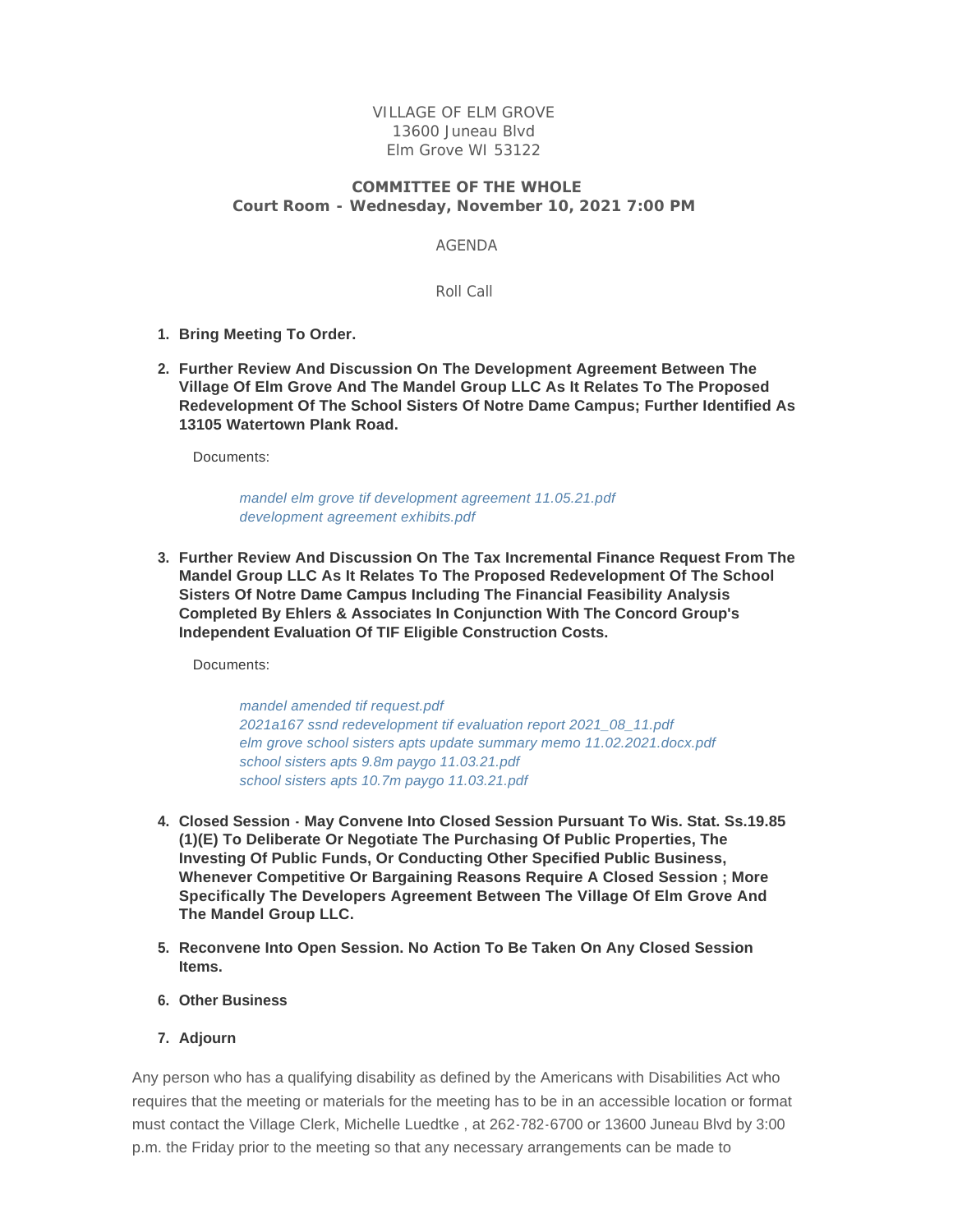VILLAGE OF ELM GROVE
13600 Juneau Blvd
Elm Grove WI 53122

**COMMITTEE OF THE WHOLE**
**Court Room - Wednesday, November 10, 2021 7:00 PM**

AGENDA

Roll Call

1. **Bring Meeting To Order.**

2. **Further Review And Discussion On The Development Agreement Between The Village Of Elm Grove And The Mandel Group LLC As It Relates To The Proposed Redevelopment Of The School Sisters Of Notre Dame Campus; Further Identified As 13105 Watertown Plank Road.**

   Documents:

   *mandel elm grove tif development agreement 11.05.21.pdf*
   *development agreement exhibits.pdf*

3. **Further Review And Discussion On The Tax Incremental Finance Request From The Mandel Group LLC As It Relates To The Proposed Redevelopment Of The School Sisters Of Notre Dame Campus Including The Financial Feasibility Analysis Completed By Ehlers & Associates In Conjunction With The Concord Group's Independent Evaluation Of TIF Eligible Construction Costs.**

   Documents:

   *mandel amended tif request.pdf*
   *2021a167 ssnd redevelopment tif evaluation report 2021_08_11.pdf*
   *elm grove school sisters apts update summary memo 11.02.2021.docx.pdf*
   *school sisters apts 9.8m paygo 11.03.21.pdf*
   *school sisters apts 10.7m paygo 11.03.21.pdf*

4. **Closed Session - May Convene Into Closed Session Pursuant To Wis. Stat. Ss.19.85 (1)(E) To Deliberate Or Negotiate The Purchasing Of Public Properties, The Investing Of Public Funds, Or Conducting Other Specified Public Business, Whenever Competitive Or Bargaining Reasons Require A Closed Session ; More Specifically The Developers Agreement Between The Village Of Elm Grove And The Mandel Group LLC.**

5. **Reconvene Into Open Session. No Action To Be Taken On Any Closed Session Items.**

6. **Other Business**

7. **Adjourn**

Any person who has a qualifying disability as defined by the Americans with Disabilities Act who requires that the meeting or materials for the meeting has to be in an accessible location or format must contact the Village Clerk, Michelle Luedtke , at 262-782-6700 or 13600 Juneau Blvd by 3:00 p.m. the Friday prior to the meeting so that any necessary arrangements can be made to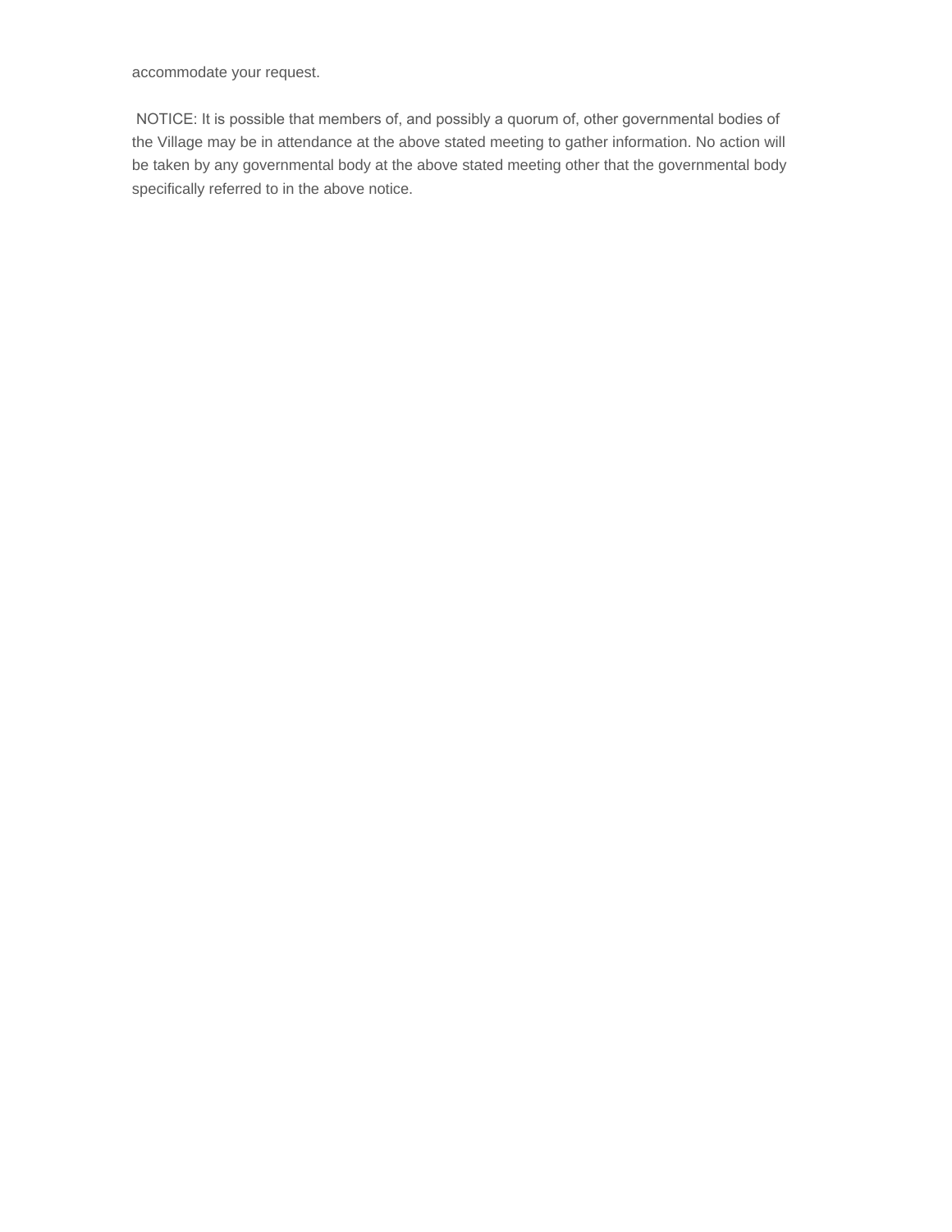accommodate your request.

NOTICE: It is possible that members of, and possibly a quorum of, other governmental bodies of the Village may be in attendance at the above stated meeting to gather information. No action will be taken by any governmental body at the above stated meeting other that the governmental body specifically referred to in the above notice.